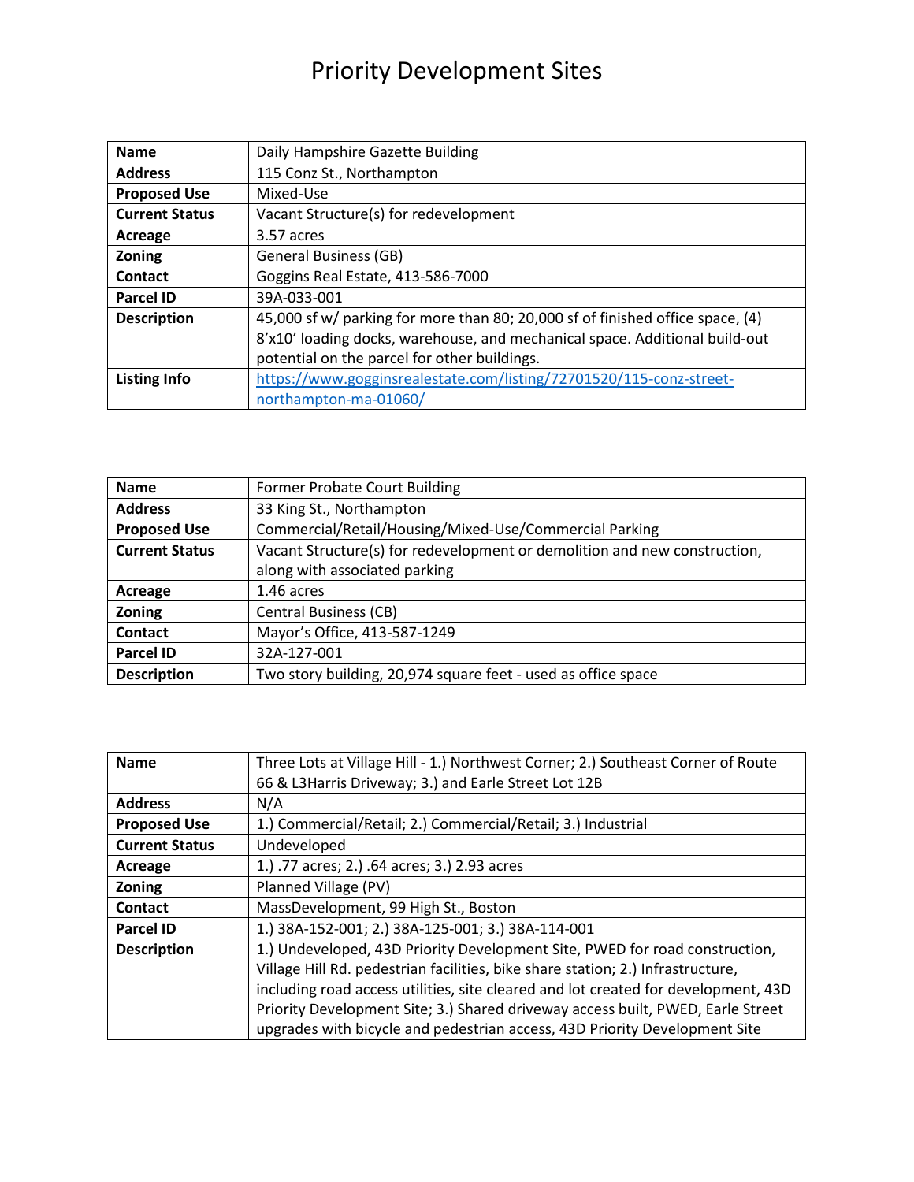# Priority Development Sites

| Name | Daily Hampshire Gazette Building |
|---|---|
| Address | 115 Conz St., Northampton |
| Proposed Use | Mixed-Use |
| Current Status | Vacant Structure(s) for redevelopment |
| Acreage | 3.57 acres |
| Zoning | General Business (GB) |
| Contact | Goggins Real Estate, 413-586-7000 |
| Parcel ID | 39A-033-001 |
| Description | 45,000 sf w/ parking for more than 80; 20,000 sf of finished office space, (4) 8'x10' loading docks, warehouse, and mechanical space. Additional build-out potential on the parcel for other buildings. |
| Listing Info | https://www.gogginsrealestate.com/listing/72701520/115-conz-street-northampton-ma-01060/ |

| Name | Former Probate Court Building |
|---|---|
| Address | 33 King St., Northampton |
| Proposed Use | Commercial/Retail/Housing/Mixed-Use/Commercial Parking |
| Current Status | Vacant Structure(s) for redevelopment or demolition and new construction, along with associated parking |
| Acreage | 1.46 acres |
| Zoning | Central Business (CB) |
| Contact | Mayor's Office, 413-587-1249 |
| Parcel ID | 32A-127-001 |
| Description | Two story building, 20,974 square feet - used as office space |

| Name | Three Lots at Village Hill - 1.) Northwest Corner; 2.) Southeast Corner of Route 66 & L3Harris Driveway; 3.) and Earle Street Lot 12B |
|---|---|
| Address | N/A |
| Proposed Use | 1.) Commercial/Retail; 2.) Commercial/Retail; 3.) Industrial |
| Current Status | Undeveloped |
| Acreage | 1.) .77 acres; 2.) .64 acres; 3.) 2.93 acres |
| Zoning | Planned Village (PV) |
| Contact | MassDevelopment, 99 High St., Boston |
| Parcel ID | 1.) 38A-152-001; 2.) 38A-125-001; 3.) 38A-114-001 |
| Description | 1.) Undeveloped, 43D Priority Development Site, PWED for road construction, Village Hill Rd. pedestrian facilities, bike share station; 2.) Infrastructure, including road access utilities, site cleared and lot created for development, 43D Priority Development Site; 3.) Shared driveway access built, PWED, Earle Street upgrades with bicycle and pedestrian access, 43D Priority Development Site |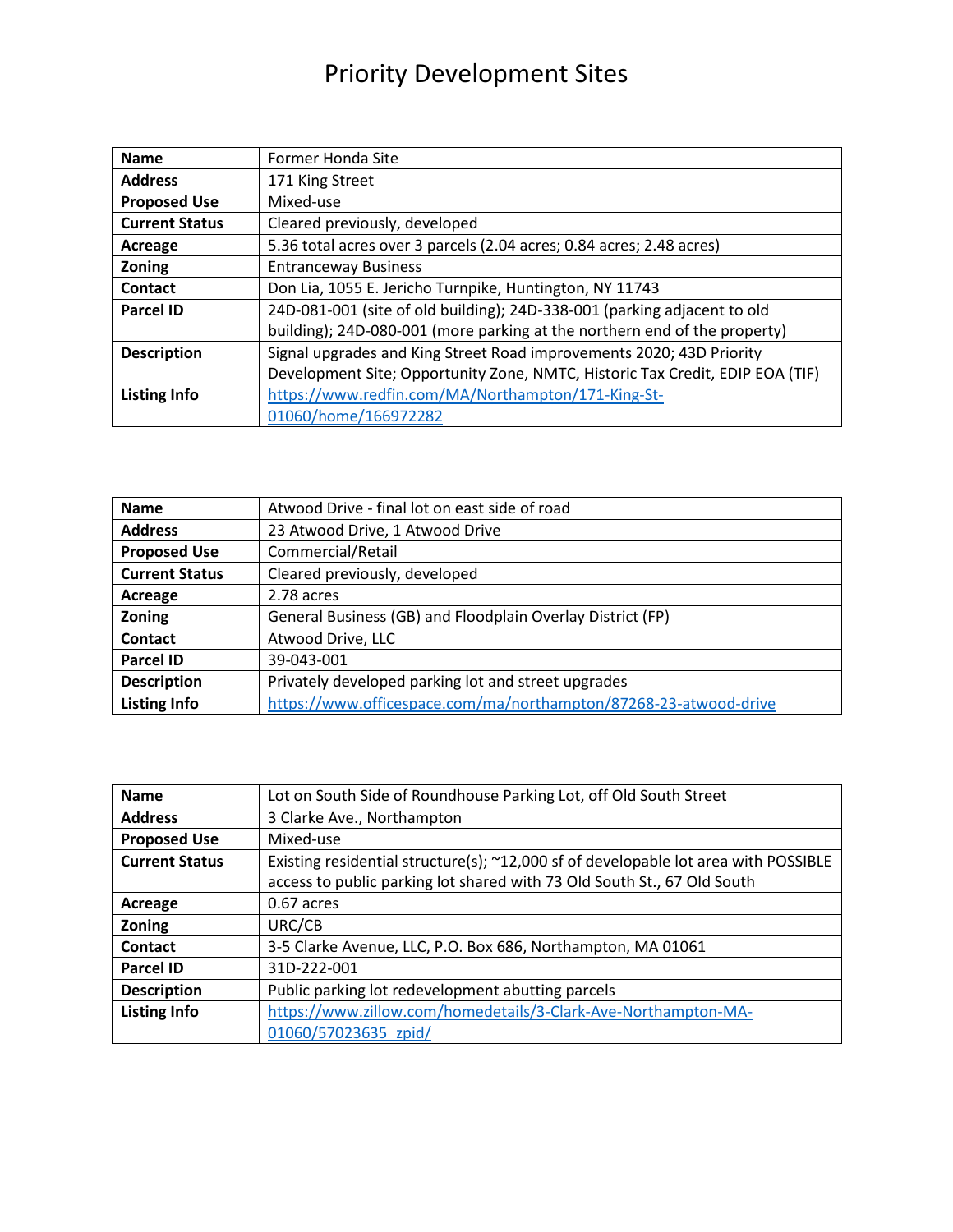# Priority Development Sites

| Name | Former Honda Site |
|---|---|
| Address | 171 King Street |
| Proposed Use | Mixed-use |
| Current Status | Cleared previously, developed |
| Acreage | 5.36 total acres over 3 parcels (2.04 acres; 0.84 acres; 2.48 acres) |
| Zoning | Entranceway Business |
| Contact | Don Lia, 1055 E. Jericho Turnpike, Huntington, NY 11743 |
| Parcel ID | 24D-081-001 (site of old building); 24D-338-001 (parking adjacent to old building); 24D-080-001 (more parking at the northern end of the property) |
| Description | Signal upgrades and King Street Road improvements 2020; 43D Priority Development Site; Opportunity Zone, NMTC, Historic Tax Credit, EDIP EOA (TIF) |
| Listing Info | https://www.redfin.com/MA/Northampton/171-King-St-01060/home/166972282 |

| Name | Atwood Drive - final lot on east side of road |
|---|---|
| Address | 23 Atwood Drive, 1 Atwood Drive |
| Proposed Use | Commercial/Retail |
| Current Status | Cleared previously, developed |
| Acreage | 2.78 acres |
| Zoning | General Business (GB) and Floodplain Overlay District (FP) |
| Contact | Atwood Drive, LLC |
| Parcel ID | 39-043-001 |
| Description | Privately developed parking lot and street upgrades |
| Listing Info | https://www.officespace.com/ma/northampton/87268-23-atwood-drive |

| Name | Lot on South Side of Roundhouse Parking Lot, off Old South Street |
|---|---|
| Address | 3 Clarke Ave., Northampton |
| Proposed Use | Mixed-use |
| Current Status | Existing residential structure(s); ~12,000 sf of developable lot area with POSSIBLE access to public parking lot shared with 73 Old South St., 67 Old South |
| Acreage | 0.67 acres |
| Zoning | URC/CB |
| Contact | 3-5 Clarke Avenue, LLC, P.O. Box 686, Northampton, MA 01061 |
| Parcel ID | 31D-222-001 |
| Description | Public parking lot redevelopment abutting parcels |
| Listing Info | https://www.zillow.com/homedetails/3-Clark-Ave-Northampton-MA-01060/57023635_zpid/ |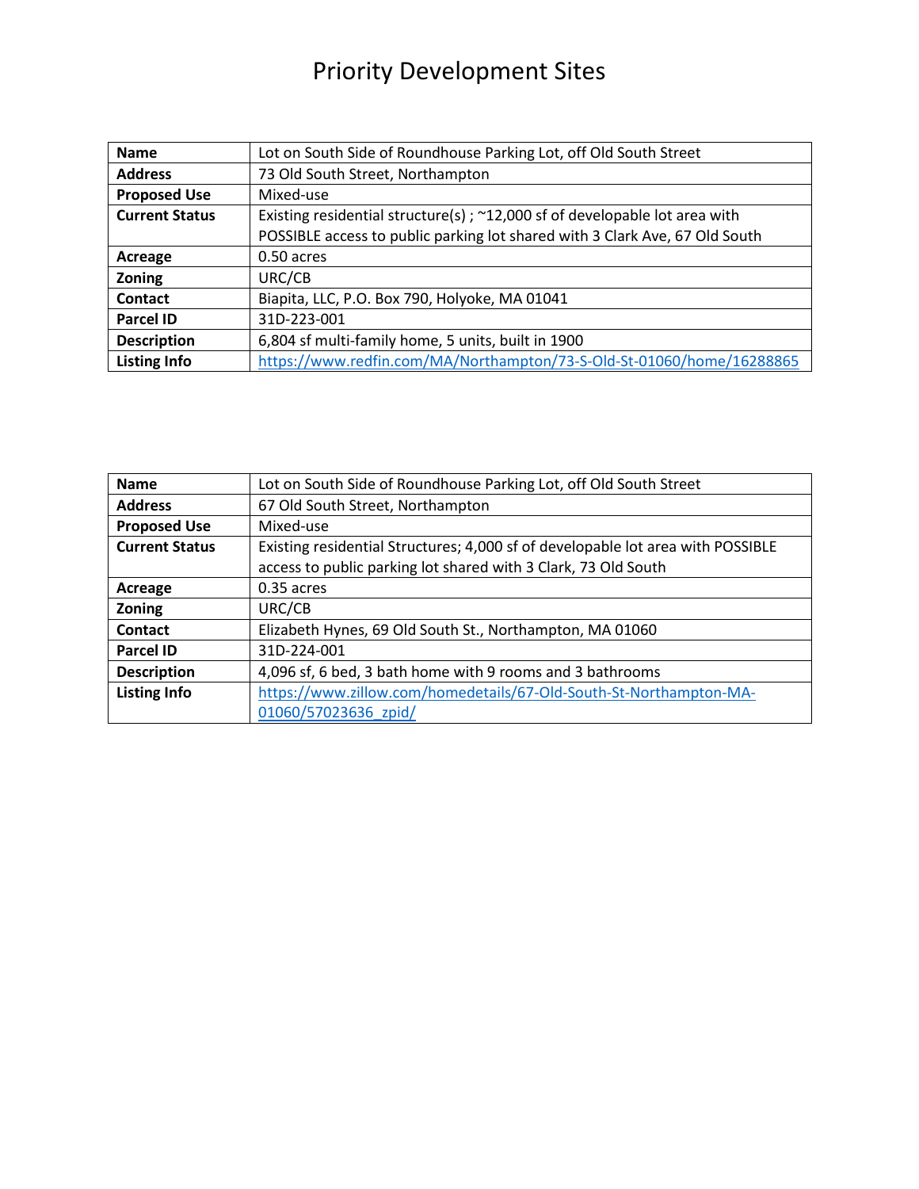# Priority Development Sites

| | |
|---|---|
| **Name** | Lot on South Side of Roundhouse Parking Lot, off Old South Street |
| **Address** | 73 Old South Street, Northampton |
| **Proposed Use** | Mixed-use |
| **Current Status** | Existing residential structure(s) ; ~12,000 sf of developable lot area with POSSIBLE access to public parking lot shared with 3 Clark Ave, 67 Old South |
| **Acreage** | 0.50 acres |
| **Zoning** | URC/CB |
| **Contact** | Biapita, LLC, P.O. Box 790, Holyoke, MA 01041 |
| **Parcel ID** | 31D-223-001 |
| **Description** | 6,804 sf multi-family home, 5 units, built in 1900 |
| **Listing Info** | https://www.redfin.com/MA/Northampton/73-S-Old-St-01060/home/16288865 |

| | |
|---|---|
| **Name** | Lot on South Side of Roundhouse Parking Lot, off Old South Street |
| **Address** | 67 Old South Street, Northampton |
| **Proposed Use** | Mixed-use |
| **Current Status** | Existing residential Structures; 4,000 sf of developable lot area with POSSIBLE access to public parking lot shared with 3 Clark, 73 Old South |
| **Acreage** | 0.35 acres |
| **Zoning** | URC/CB |
| **Contact** | Elizabeth Hynes, 69 Old South St., Northampton, MA 01060 |
| **Parcel ID** | 31D-224-001 |
| **Description** | 4,096 sf, 6 bed, 3 bath home with 9 rooms and 3 bathrooms |
| **Listing Info** | https://www.zillow.com/homedetails/67-Old-South-St-Northampton-MA-01060/57023636_zpid/ |